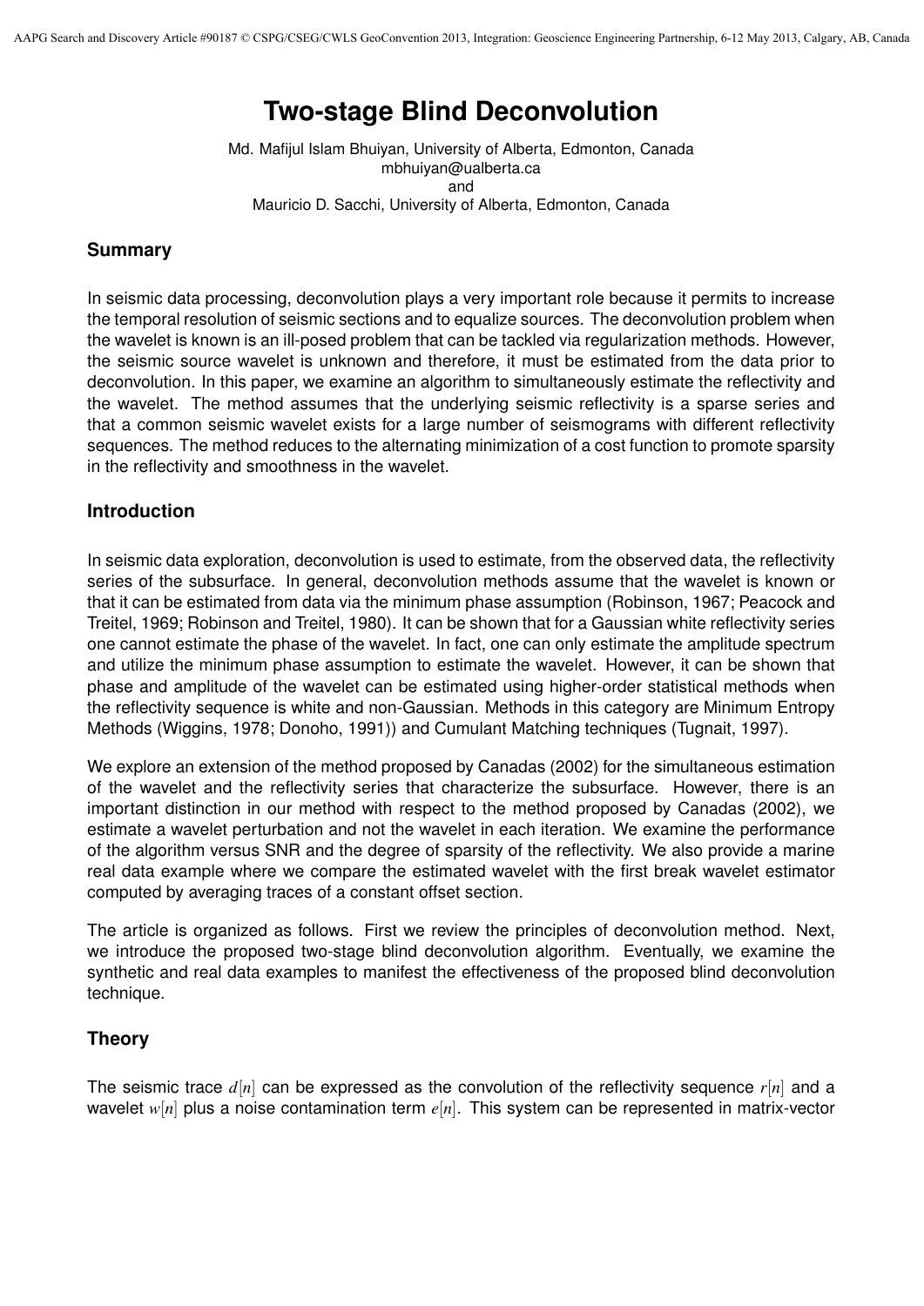# Two-stage Blind Deconvolution

Md. Mafijul Islam Bhuiyan, University of Alberta, Edmonton, Canada
mbhuiyan@ualberta.ca
and
Mauricio D. Sacchi, University of Alberta, Edmonton, Canada

## Summary

In seismic data processing, deconvolution plays a very important role because it permits to increase the temporal resolution of seismic sections and to equalize sources. The deconvolution problem when the wavelet is known is an ill-posed problem that can be tackled via regularization methods. However, the seismic source wavelet is unknown and therefore, it must be estimated from the data prior to deconvolution. In this paper, we examine an algorithm to simultaneously estimate the reflectivity and the wavelet. The method assumes that the underlying seismic reflectivity is a sparse series and that a common seismic wavelet exists for a large number of seismograms with different reflectivity sequences. The method reduces to the alternating minimization of a cost function to promote sparsity in the reflectivity and smoothness in the wavelet.

## Introduction

In seismic data exploration, deconvolution is used to estimate, from the observed data, the reflectivity series of the subsurface. In general, deconvolution methods assume that the wavelet is known or that it can be estimated from data via the minimum phase assumption (Robinson, 1967; Peacock and Treitel, 1969; Robinson and Treitel, 1980). It can be shown that for a Gaussian white reflectivity series one cannot estimate the phase of the wavelet. In fact, one can only estimate the amplitude spectrum and utilize the minimum phase assumption to estimate the wavelet. However, it can be shown that phase and amplitude of the wavelet can be estimated using higher-order statistical methods when the reflectivity sequence is white and non-Gaussian. Methods in this category are Minimum Entropy Methods (Wiggins, 1978; Donoho, 1991)) and Cumulant Matching techniques (Tugnait, 1997).

We explore an extension of the method proposed by Canadas (2002) for the simultaneous estimation of the wavelet and the reflectivity series that characterize the subsurface. However, there is an important distinction in our method with respect to the method proposed by Canadas (2002), we estimate a wavelet perturbation and not the wavelet in each iteration. We examine the performance of the algorithm versus SNR and the degree of sparsity of the reflectivity. We also provide a marine real data example where we compare the estimated wavelet with the first break wavelet estimator computed by averaging traces of a constant offset section.

The article is organized as follows. First we review the principles of deconvolution method. Next, we introduce the proposed two-stage blind deconvolution algorithm. Eventually, we examine the synthetic and real data examples to manifest the effectiveness of the proposed blind deconvolution technique.

## Theory

The seismic trace $d[n]$ can be expressed as the convolution of the reflectivity sequence $r[n]$ and a wavelet $w[n]$ plus a noise contamination term $e[n]$. This system can be represented in matrix-vector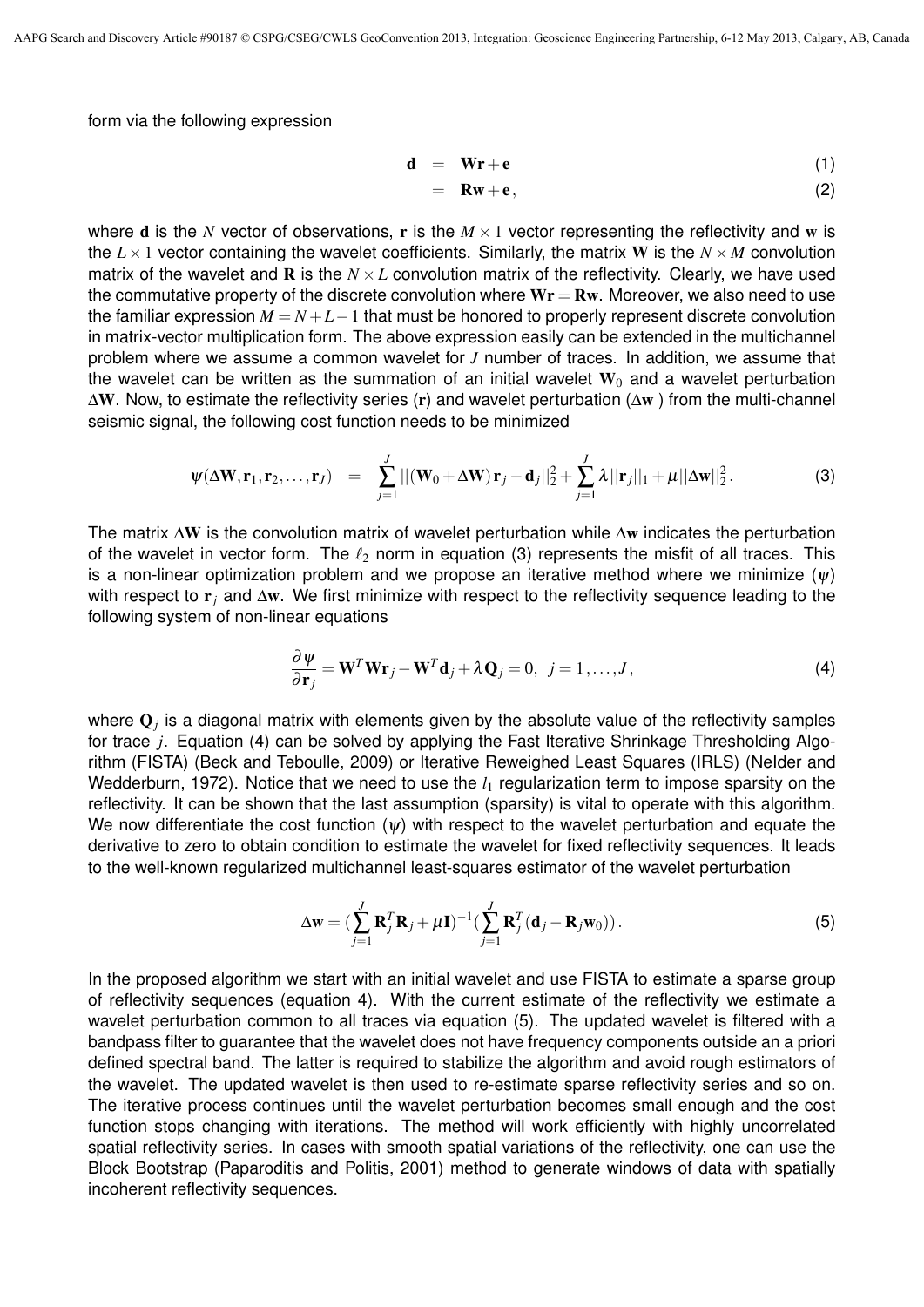form via the following expression

$$
\begin{aligned}
\mathbf{d} &= \mathbf{W}\mathbf{r} + \mathbf{e} && (1) \\
&= \mathbf{R}\mathbf{w} + \mathbf{e}\,, && (2)
\end{aligned}
$$

where $\mathbf{d}$ is the $N$ vector of observations, $\mathbf{r}$ is the $M \times 1$ vector representing the reflectivity and $\mathbf{w}$ is the $L \times 1$ vector containing the wavelet coefficients. Similarly, the matrix $\mathbf{W}$ is the $N \times M$ convolution matrix of the wavelet and $\mathbf{R}$ is the $N \times L$ convolution matrix of the reflectivity. Clearly, we have used the commutative property of the discrete convolution where $\mathbf{W}\mathbf{r} = \mathbf{R}\mathbf{w}$. Moreover, we also need to use the familiar expression $M = N + L - 1$ that must be honored to properly represent discrete convolution in matrix-vector multiplication form. The above expression easily can be extended in the multichannel problem where we assume a common wavelet for $J$ number of traces. In addition, we assume that the wavelet can be written as the summation of an initial wavelet $\mathbf{W}_0$ and a wavelet perturbation $\Delta\mathbf{W}$. Now, to estimate the reflectivity series ($\mathbf{r}$) and wavelet perturbation ($\Delta\mathbf{w}$ ) from the multi-channel seismic signal, the following cost function needs to be minimized

$$
\psi(\Delta\mathbf{W}, \mathbf{r}_1, \mathbf{r}_2, \ldots, \mathbf{r}_J) \;=\; \sum_{j=1}^{J} ||(\mathbf{W}_0 + \Delta\mathbf{W})\,\mathbf{r}_j - \mathbf{d}_j||_2^2 + \sum_{j=1}^{J} \lambda ||\mathbf{r}_j||_1 + \mu ||\Delta\mathbf{w}||_2^2\,. \tag{3}
$$

The matrix $\Delta\mathbf{W}$ is the convolution matrix of wavelet perturbation while $\Delta\mathbf{w}$ indicates the perturbation of the wavelet in vector form. The $\ell_2$ norm in equation (3) represents the misfit of all traces. This is a non-linear optimization problem and we propose an iterative method where we minimize ($\psi$) with respect to $\mathbf{r}_j$ and $\Delta\mathbf{w}$. We first minimize with respect to the reflectivity sequence leading to the following system of non-linear equations

$$
\frac{\partial \psi}{\partial \mathbf{r}_j} = \mathbf{W}^T\mathbf{W}\mathbf{r}_j - \mathbf{W}^T\mathbf{d}_j + \lambda \mathbf{Q}_j = 0, \;\; j = 1, \ldots, J\,, \tag{4}
$$

where $\mathbf{Q}_j$ is a diagonal matrix with elements given by the absolute value of the reflectivity samples for trace $j$. Equation (4) can be solved by applying the Fast Iterative Shrinkage Thresholding Algorithm (FISTA) (Beck and Teboulle, 2009) or Iterative Reweighed Least Squares (IRLS) (Nelder and Wedderburn, 1972). Notice that we need to use the $l_1$ regularization term to impose sparsity on the reflectivity. It can be shown that the last assumption (sparsity) is vital to operate with this algorithm. We now differentiate the cost function ($\psi$) with respect to the wavelet perturbation and equate the derivative to zero to obtain condition to estimate the wavelet for fixed reflectivity sequences. It leads to the well-known regularized multichannel least-squares estimator of the wavelet perturbation

$$
\Delta\mathbf{w} = (\sum_{j=1}^{J} \mathbf{R}_j^T\mathbf{R}_j + \mu\mathbf{I})^{-1}(\sum_{j=1}^{J} \mathbf{R}_j^T(\mathbf{d}_j - \mathbf{R}_j\mathbf{w}_0))\,. \tag{5}
$$

In the proposed algorithm we start with an initial wavelet and use FISTA to estimate a sparse group of reflectivity sequences (equation 4). With the current estimate of the reflectivity we estimate a wavelet perturbation common to all traces via equation (5). The updated wavelet is filtered with a bandpass filter to guarantee that the wavelet does not have frequency components outside an a priori defined spectral band. The latter is required to stabilize the algorithm and avoid rough estimators of the wavelet. The updated wavelet is then used to re-estimate sparse reflectivity series and so on. The iterative process continues until the wavelet perturbation becomes small enough and the cost function stops changing with iterations. The method will work efficiently with highly uncorrelated spatial reflectivity series. In cases with smooth spatial variations of the reflectivity, one can use the Block Bootstrap (Paparoditis and Politis, 2001) method to generate windows of data with spatially incoherent reflectivity sequences.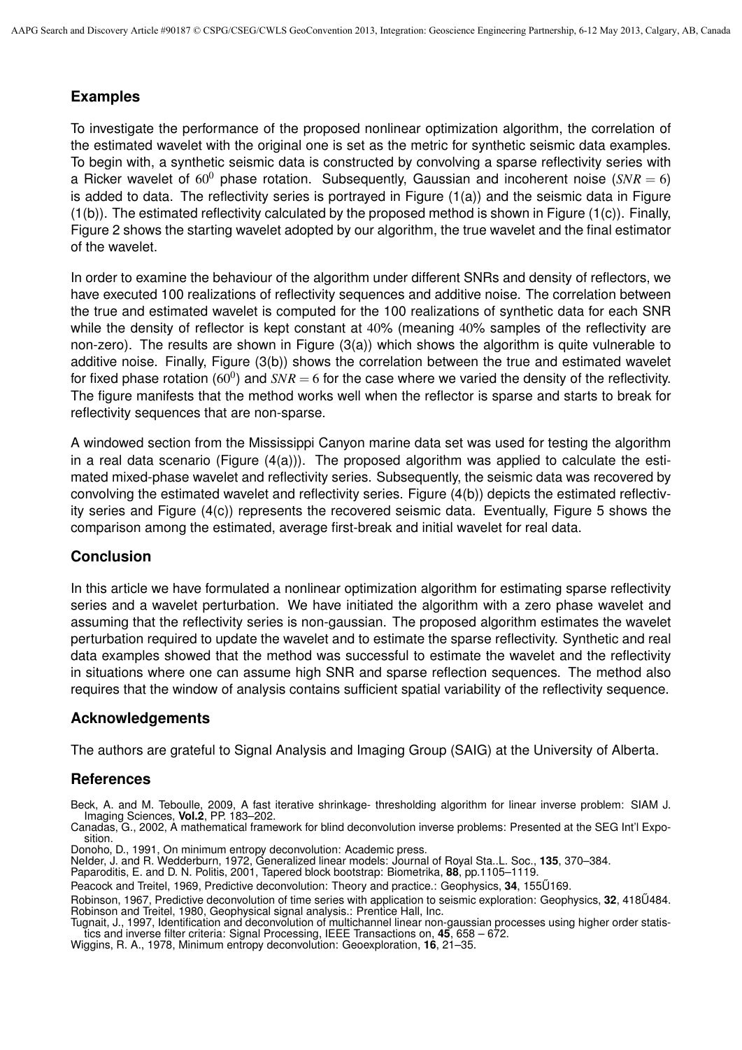## Examples

To investigate the performance of the proposed nonlinear optimization algorithm, the correlation of the estimated wavelet with the original one is set as the metric for synthetic seismic data examples. To begin with, a synthetic seismic data is constructed by convolving a sparse reflectivity series with a Ricker wavelet of $60^0$ phase rotation. Subsequently, Gaussian and incoherent noise ($SNR = 6$) is added to data. The reflectivity series is portrayed in Figure (1(a)) and the seismic data in Figure (1(b)). The estimated reflectivity calculated by the proposed method is shown in Figure (1(c)). Finally, Figure 2 shows the starting wavelet adopted by our algorithm, the true wavelet and the final estimator of the wavelet.

In order to examine the behaviour of the algorithm under different SNRs and density of reflectors, we have executed 100 realizations of reflectivity sequences and additive noise. The correlation between the true and estimated wavelet is computed for the 100 realizations of synthetic data for each SNR while the density of reflector is kept constant at $40\%$ (meaning $40\%$ samples of the reflectivity are non-zero). The results are shown in Figure (3(a)) which shows the algorithm is quite vulnerable to additive noise. Finally, Figure (3(b)) shows the correlation between the true and estimated wavelet for fixed phase rotation ($60^0$) and $SNR = 6$ for the case where we varied the density of the reflectivity. The figure manifests that the method works well when the reflector is sparse and starts to break for reflectivity sequences that are non-sparse.

A windowed section from the Mississippi Canyon marine data set was used for testing the algorithm in a real data scenario (Figure (4(a))). The proposed algorithm was applied to calculate the estimated mixed-phase wavelet and reflectivity series. Subsequently, the seismic data was recovered by convolving the estimated wavelet and reflectivity series. Figure (4(b)) depicts the estimated reflectivity series and Figure (4(c)) represents the recovered seismic data. Eventually, Figure 5 shows the comparison among the estimated, average first-break and initial wavelet for real data.

## Conclusion

In this article we have formulated a nonlinear optimization algorithm for estimating sparse reflectivity series and a wavelet perturbation. We have initiated the algorithm with a zero phase wavelet and assuming that the reflectivity series is non-gaussian. The proposed algorithm estimates the wavelet perturbation required to update the wavelet and to estimate the sparse reflectivity. Synthetic and real data examples showed that the method was successful to estimate the wavelet and the reflectivity in situations where one can assume high SNR and sparse reflection sequences. The method also requires that the window of analysis contains sufficient spatial variability of the reflectivity sequence.

## Acknowledgements

The authors are grateful to Signal Analysis and Imaging Group (SAIG) at the University of Alberta.

## References

Beck, A. and M. Teboulle, 2009, A fast iterative shrinkage- thresholding algorithm for linear inverse problem: SIAM J. Imaging Sciences, **Vol.2**, PP. 183–202.

Canadas, G., 2002, A mathematical framework for blind deconvolution inverse problems: Presented at the SEG Int'l Exposition.

Donoho, D., 1991, On minimum entropy deconvolution: Academic press.

Nelder, J. and R. Wedderburn, 1972, Generalized linear models: Journal of Royal Sta..L. Soc., **135**, 370–384.

Paparoditis, E. and D. N. Politis, 2001, Tapered block bootstrap: Biometrika, **88**, pp.1105–1119.

Peacock and Treitel, 1969, Predictive deconvolution: Theory and practice.: Geophysics, **34**, 155Ű169.

Robinson, 1967, Predictive deconvolution of time series with application to seismic exploration: Geophysics, **32**, 418Ű484.

Robinson and Treitel, 1980, Geophysical signal analysis.: Prentice Hall, Inc.

Tugnait, J., 1997, Identification and deconvolution of multichannel linear non-gaussian processes using higher order statistics and inverse filter criteria: Signal Processing, IEEE Transactions on, **45**, 658 – 672.

Wiggins, R. A., 1978, Minimum entropy deconvolution: Geoexploration, **16**, 21–35.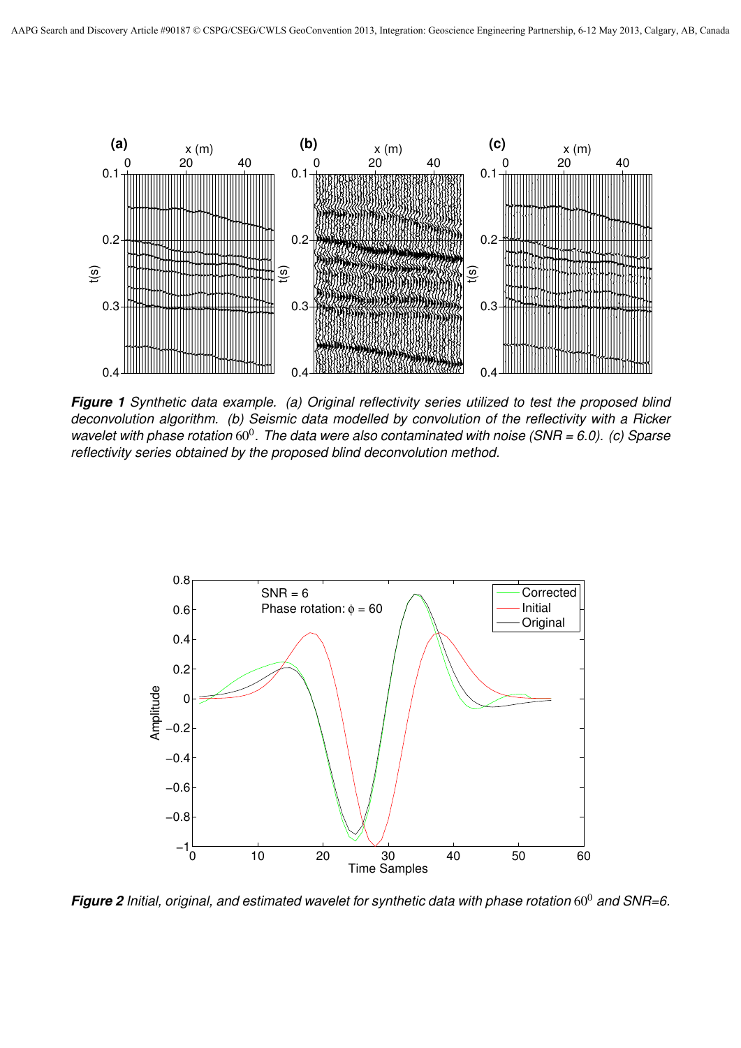***Figure 1*** *Synthetic data example. (a) Original reflectivity series utilized to test the proposed blind deconvolution algorithm. (b) Seismic data modelled by convolution of the reflectivity with a Ricker wavelet with phase rotation* $60^0$*. The data were also contaminated with noise (SNR = 6.0). (c) Sparse reflectivity series obtained by the proposed blind deconvolution method.*

***Figure 2*** *Initial, original, and estimated wavelet for synthetic data with phase rotation* $60^0$ *and SNR=6.*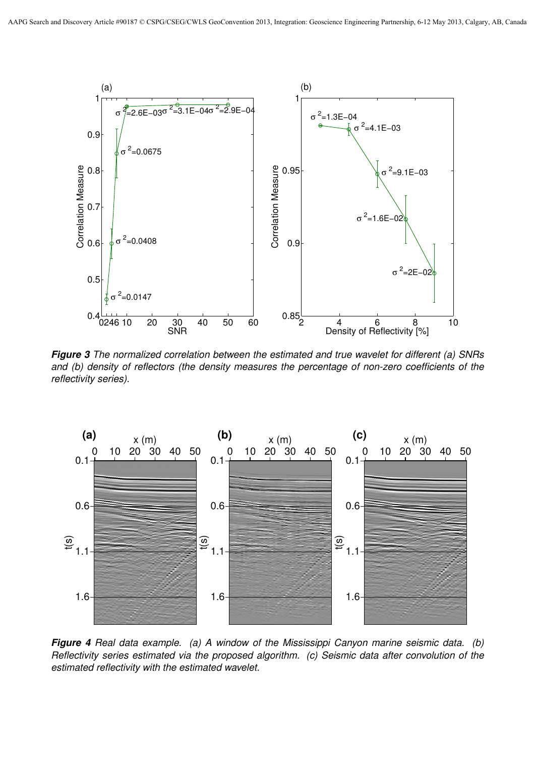***Figure 3*** *The normalized correlation between the estimated and true wavelet for different (a) SNRs and (b) density of reflectors (the density measures the percentage of non-zero coefficients of the reflectivity series).*

***Figure 4*** *Real data example. (a) A window of the Mississippi Canyon marine seismic data. (b) Reflectivity series estimated via the proposed algorithm. (c) Seismic data after convolution of the estimated reflectivity with the estimated wavelet.*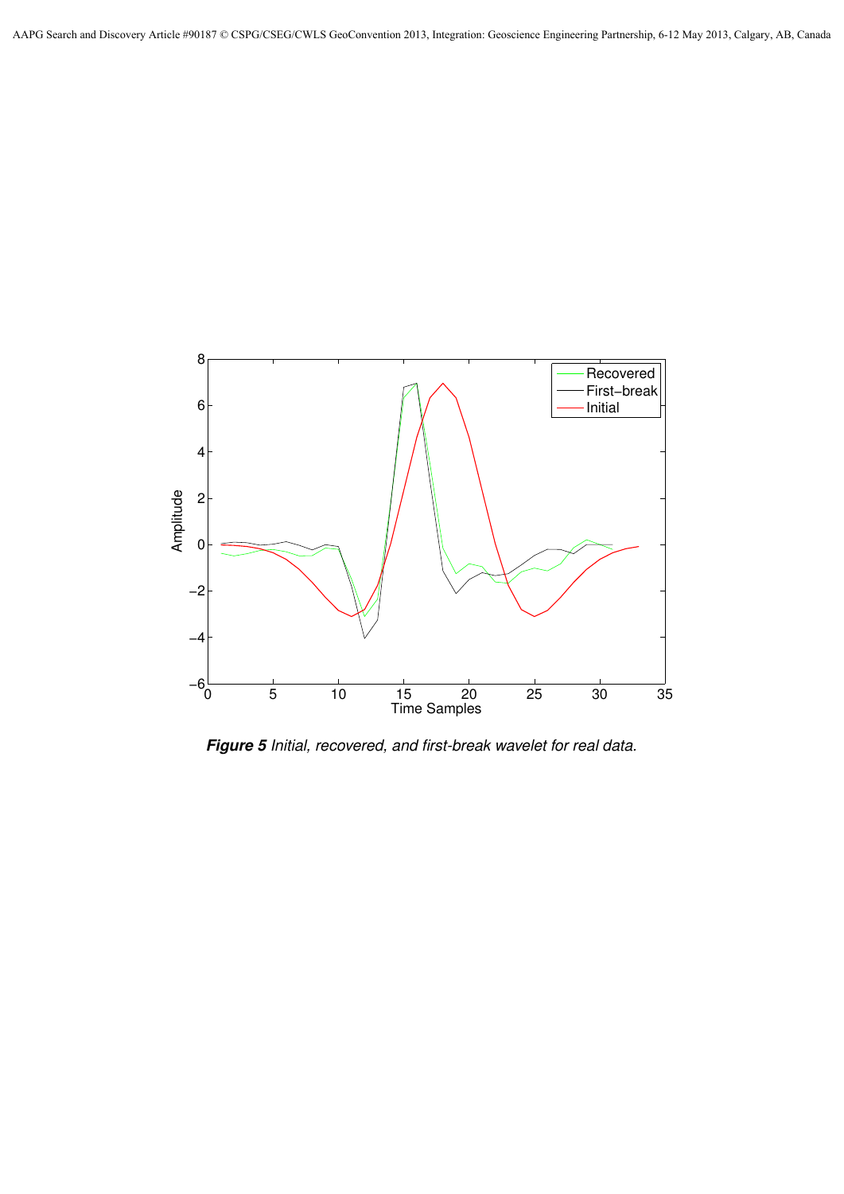8

6

4

2

0

−2

−4

−6

Amplitude

0 5 10 15 20 25 30 35

Time Samples

Recovered

First−break

Initial

***Figure 5*** *Initial, recovered, and first-break wavelet for real data.*